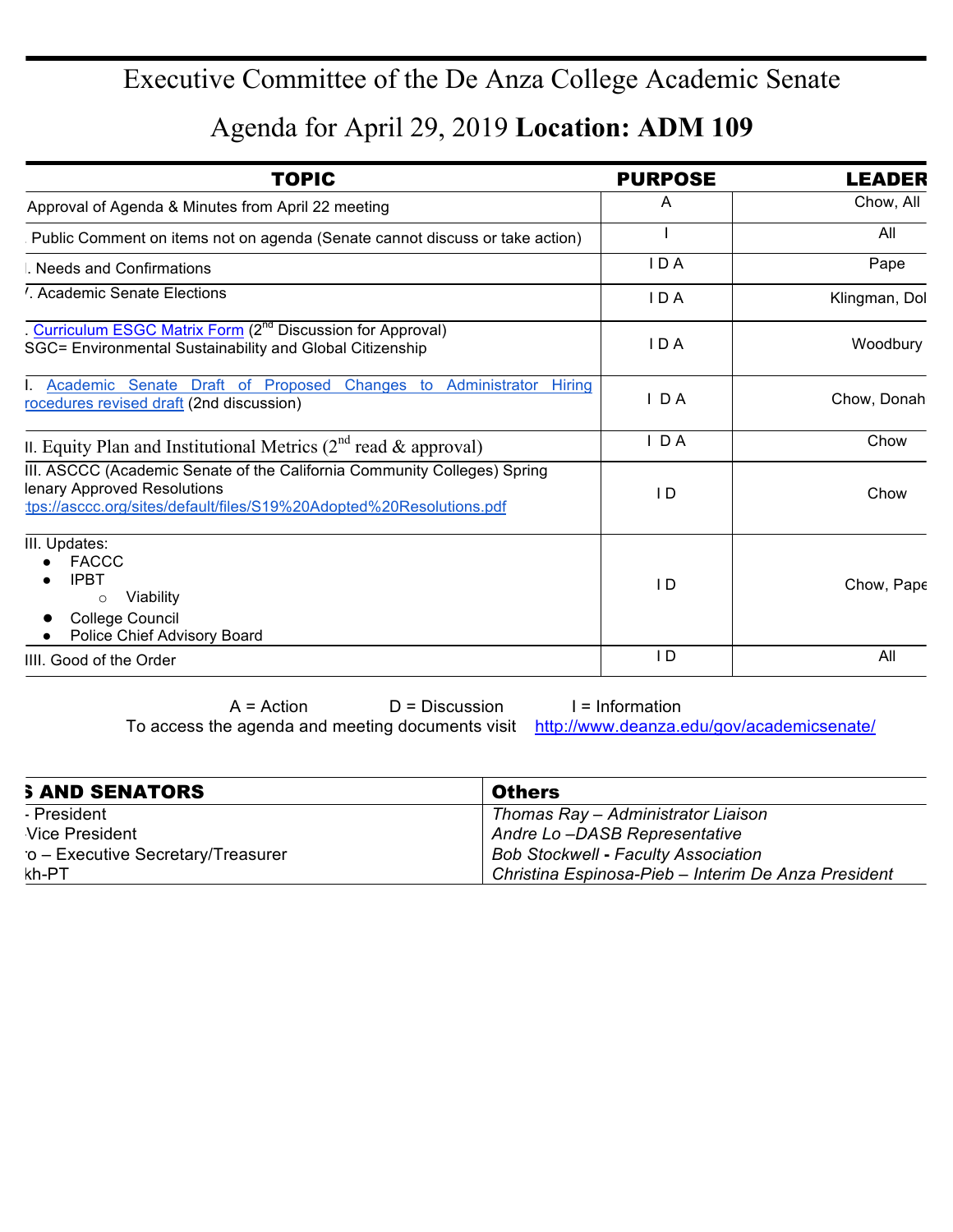# Executive Committee of the De Anza College Academic Senate

## Agenda for April 29, 2019 **Location: ADM 109**

| TOPIC | PURPOSE | LEADER |
|---|---|---|
| Approval of Agenda & Minutes from April 22 meeting | A | Chow, All |
| Public Comment on items not on agenda (Senate cannot discuss or take action) | I | All |
| I. Needs and Confirmations | I D A | Pape |
| /. Academic Senate Elections | I D A | Klingman, Dol |
| . Curriculum ESGC Matrix Form (2nd Discussion for Approval) SGC= Environmental Sustainability and Global Citizenship | I D A | Woodbury |
| I. Academic Senate Draft of Proposed Changes to Administrator Hiring rocedures revised draft (2nd discussion) | I D A | Chow, Donah |
| II. Equity Plan and Institutional Metrics (2nd read & approval) | I D A | Chow |
| III. ASCCC (Academic Senate of the California Community Colleges) Spring lenary Approved Resolutions :tps://asccc.org/sites/default/files/S19%20Adopted%20Resolutions.pdf | I D | Chow |
| III. Updates:<br>● FACCC<br>● IPBT<br>○ Viability<br>● College Council<br>● Police Chief Advisory Board | I D | Chow, Pape |
| IIII. Good of the Order | I D | All |

A = Action D = Discussion I = Information

To access the agenda and meeting documents visit http://www.deanza.edu/gov/academicsenate/

| S AND SENATORS | Others |
|---|---|
| - President | *Thomas Ray – Administrator Liaison* |
| Vice President | *Andre Lo –DASB Representative* |
| o – Executive Secretary/Treasurer | *Bob Stockwell - Faculty Association* |
| kh-PT | *Christina Espinosa-Pieb – Interim De Anza President* |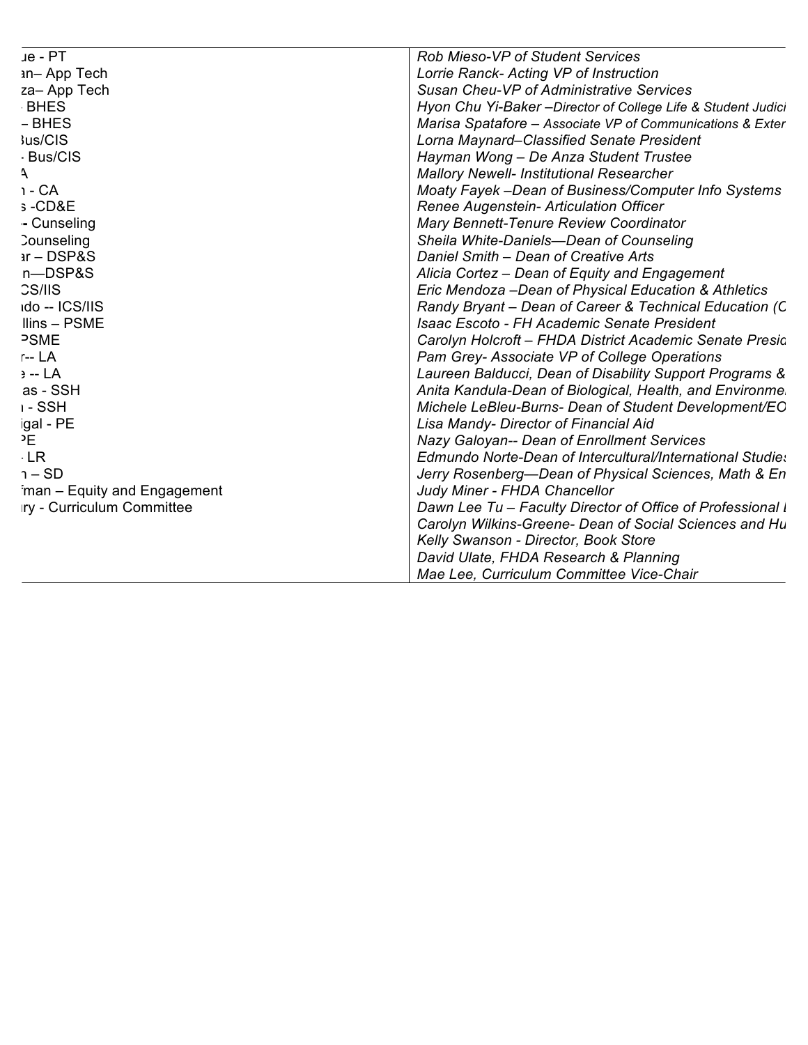| | |
|---|---|
| ue - PT | *Rob Mieso-VP of Student Services* |
| an– App Tech | *Lorrie Ranck- Acting VP of Instruction* |
| za– App Tech | *Susan Cheu-VP of Administrative Services* |
| BHES | *Hyon Chu Yi-Baker –Director of College Life & Student Judici* |
| – BHES | *Marisa Spatafore – Associate VP of Communications & Exter* |
| Bus/CIS | *Lorna Maynard–Classified Senate President* |
| Bus/CIS | *Hayman Wong – De Anza Student Trustee* |
| A | *Mallory Newell- Institutional Researcher* |
| n - CA | *Moaty Fayek –Dean of Business/Computer Info Systems* |
| s -CD&E | *Renee Augenstein- Articulation Officer* |
| - Cunseling | *Mary Bennett-Tenure Review Coordinator* |
| Counseling | *Sheila White-Daniels—Dean of Counseling* |
| ar – DSP&S | *Daniel Smith – Dean of Creative Arts* |
| n—DSP&S | *Alicia Cortez – Dean of Equity and Engagement* |
| CS/IIS | *Eric Mendoza –Dean of Physical Education & Athletics* |
| ado -- ICS/IIS | *Randy Bryant – Dean of Career & Technical Education (C* |
| llins – PSME | *Isaac Escoto - FH Academic Senate President* |
| PSME | *Carolyn Holcroft – FHDA District Academic Senate Presid* |
| r-- LA | *Pam Grey- Associate VP of College Operations* |
| e -- LA | *Laureen Balducci, Dean of Disability Support Programs &* |
| as - SSH | *Anita Kandula-Dean of Biological, Health, and Environme* |
| n - SSH | *Michele LeBleu-Burns- Dean of Student Development/EO* |
| igal - PE | *Lisa Mandy- Director of Financial Aid* |
| PE | *Nazy Galoyan-- Dean of Enrollment Services* |
| LR | *Edmundo Norte-Dean of Intercultural/International Studies* |
| n – SD | *Jerry Rosenberg—Dean of Physical Sciences, Math & En* |
| fman – Equity and Engagement | *Judy Miner - FHDA Chancellor* |
| ry - Curriculum Committee | *Dawn Lee Tu – Faculty Director of Office of Professional I* |
| | *Carolyn Wilkins-Greene- Dean of Social Sciences and Hu* |
| | *Kelly Swanson - Director, Book Store* |
| | *David Ulate, FHDA Research & Planning* |
| | *Mae Lee, Curriculum Committee Vice-Chair* |